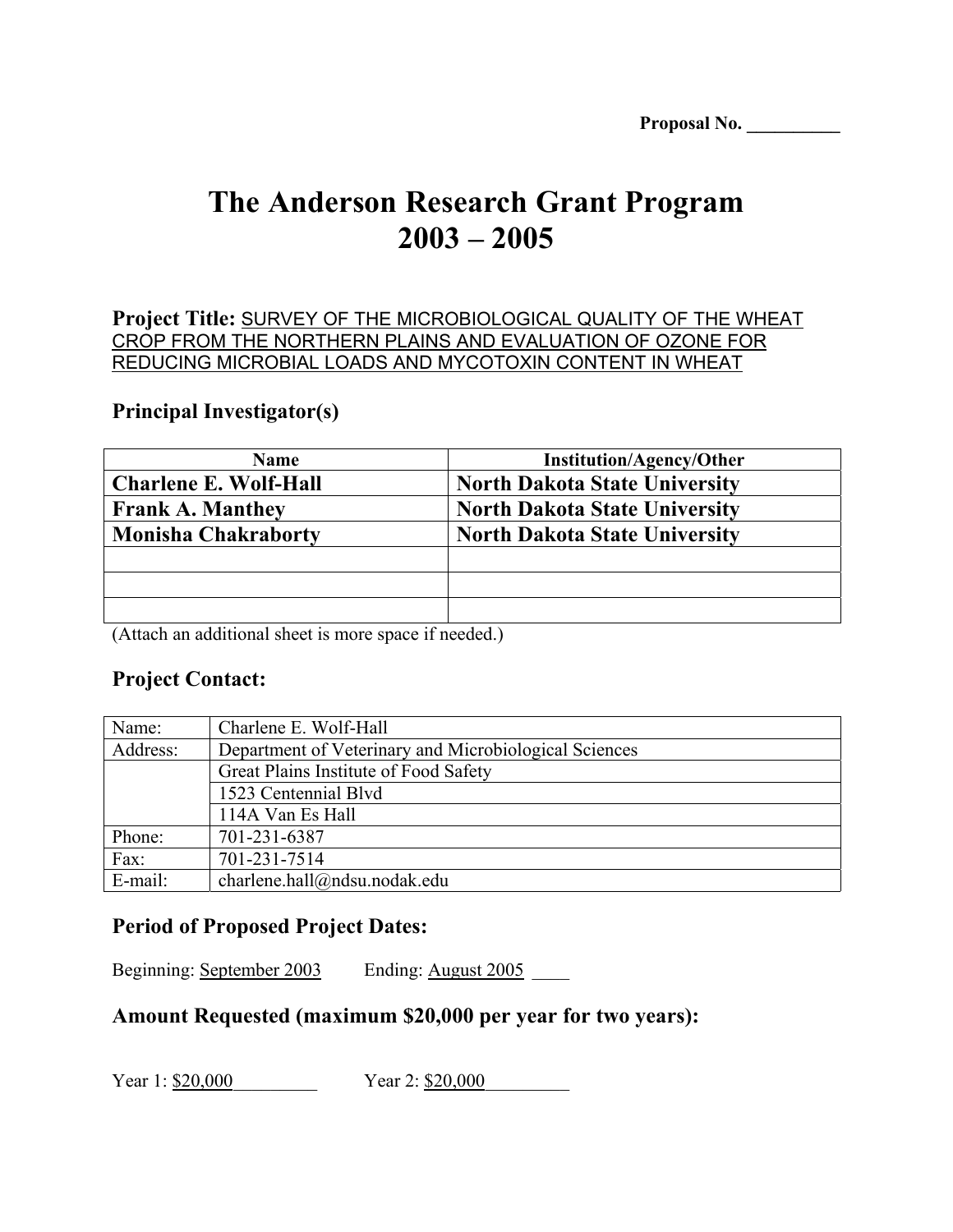**Proposal No. __________**

# The Anderson Research Grant Program 2003 – 2005

**Project Title:** SURVEY OF THE MICROBIOLOGICAL QUALITY OF THE WHEAT CROP FROM THE NORTHERN PLAINS AND EVALUATION OF OZONE FOR REDUCING MICROBIAL LOADS AND MYCOTOXIN CONTENT IN WHEAT

## Principal Investigator(s)

| Name | Institution/Agency/Other |
|---|---|
| **Charlene E. Wolf-Hall** | **North Dakota State University** |
| **Frank A. Manthey** | **North Dakota State University** |
| **Monisha Chakraborty** | **North Dakota State University** |
| | |
| | |
| | |

(Attach an additional sheet is more space if needed.)

## Project Contact:

| | |
|---|---|
| Name: | Charlene E. Wolf-Hall |
| Address: | Department of Veterinary and Microbiological Sciences |
| | Great Plains Institute of Food Safety |
| | 1523 Centennial Blvd |
| | 114A Van Es Hall |
| Phone: | 701-231-6387 |
| Fax: | 701-231-7514 |
| E-mail: | charlene.hall@ndsu.nodak.edu |

## Period of Proposed Project Dates:

Beginning: September 2003 Ending: August 2005 ____

## Amount Requested (maximum $20,000 per year for two years):

Year 1: $20,000_________ Year 2: $20,000_________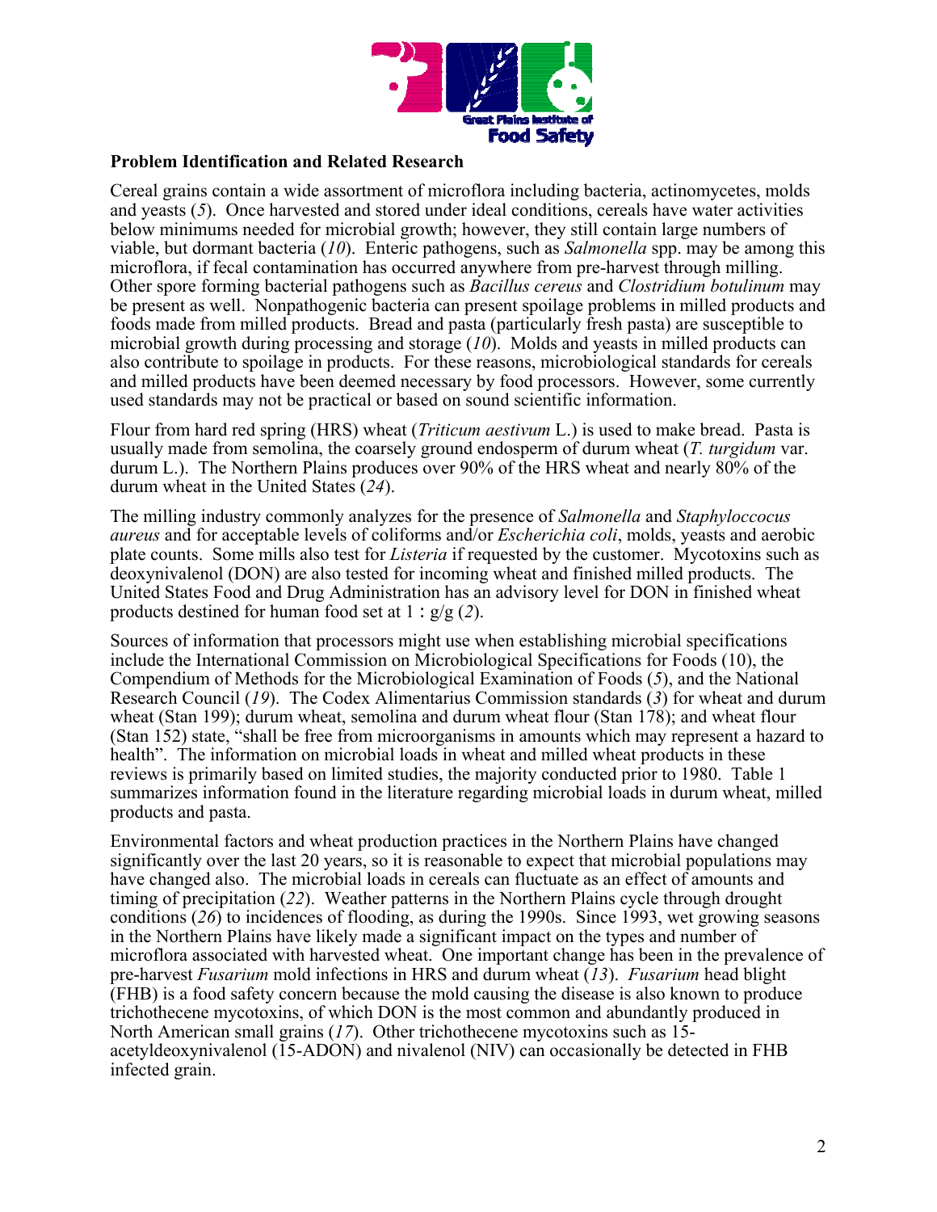## Problem Identification and Related Research

Cereal grains contain a wide assortment of microflora including bacteria, actinomycetes, molds and yeasts (*5*). Once harvested and stored under ideal conditions, cereals have water activities below minimums needed for microbial growth; however, they still contain large numbers of viable, but dormant bacteria (*10*). Enteric pathogens, such as *Salmonella* spp. may be among this microflora, if fecal contamination has occurred anywhere from pre-harvest through milling. Other spore forming bacterial pathogens such as *Bacillus cereus* and *Clostridium botulinum* may be present as well. Nonpathogenic bacteria can present spoilage problems in milled products and foods made from milled products. Bread and pasta (particularly fresh pasta) are susceptible to microbial growth during processing and storage (*10*). Molds and yeasts in milled products can also contribute to spoilage in products. For these reasons, microbiological standards for cereals and milled products have been deemed necessary by food processors. However, some currently used standards may not be practical or based on sound scientific information.

Flour from hard red spring (HRS) wheat (*Triticum aestivum* L.) is used to make bread. Pasta is usually made from semolina, the coarsely ground endosperm of durum wheat (*T. turgidum* var. durum L.). The Northern Plains produces over 90% of the HRS wheat and nearly 80% of the durum wheat in the United States (*24*).

The milling industry commonly analyzes for the presence of *Salmonella* and *Staphyloccocus aureus* and for acceptable levels of coliforms and/or *Escherichia coli*, molds, yeasts and aerobic plate counts. Some mills also test for *Listeria* if requested by the customer. Mycotoxins such as deoxynivalenol (DON) are also tested for incoming wheat and finished milled products. The United States Food and Drug Administration has an advisory level for DON in finished wheat products destined for human food set at 1 : g/g (*2*).

Sources of information that processors might use when establishing microbial specifications include the International Commission on Microbiological Specifications for Foods (10), the Compendium of Methods for the Microbiological Examination of Foods (*5*), and the National Research Council (*19*). The Codex Alimentarius Commission standards (*3*) for wheat and durum wheat (Stan 199); durum wheat, semolina and durum wheat flour (Stan 178); and wheat flour (Stan 152) state, "shall be free from microorganisms in amounts which may represent a hazard to health". The information on microbial loads in wheat and milled wheat products in these reviews is primarily based on limited studies, the majority conducted prior to 1980. Table 1 summarizes information found in the literature regarding microbial loads in durum wheat, milled products and pasta.

Environmental factors and wheat production practices in the Northern Plains have changed significantly over the last 20 years, so it is reasonable to expect that microbial populations may have changed also. The microbial loads in cereals can fluctuate as an effect of amounts and timing of precipitation (*22*). Weather patterns in the Northern Plains cycle through drought conditions (*26*) to incidences of flooding, as during the 1990s. Since 1993, wet growing seasons in the Northern Plains have likely made a significant impact on the types and number of microflora associated with harvested wheat. One important change has been in the prevalence of pre-harvest *Fusarium* mold infections in HRS and durum wheat (*13*). *Fusarium* head blight (FHB) is a food safety concern because the mold causing the disease is also known to produce trichothecene mycotoxins, of which DON is the most common and abundantly produced in North American small grains (*17*). Other trichothecene mycotoxins such as 15-acetyldeoxynivalenol (15-ADON) and nivalenol (NIV) can occasionally be detected in FHB infected grain.